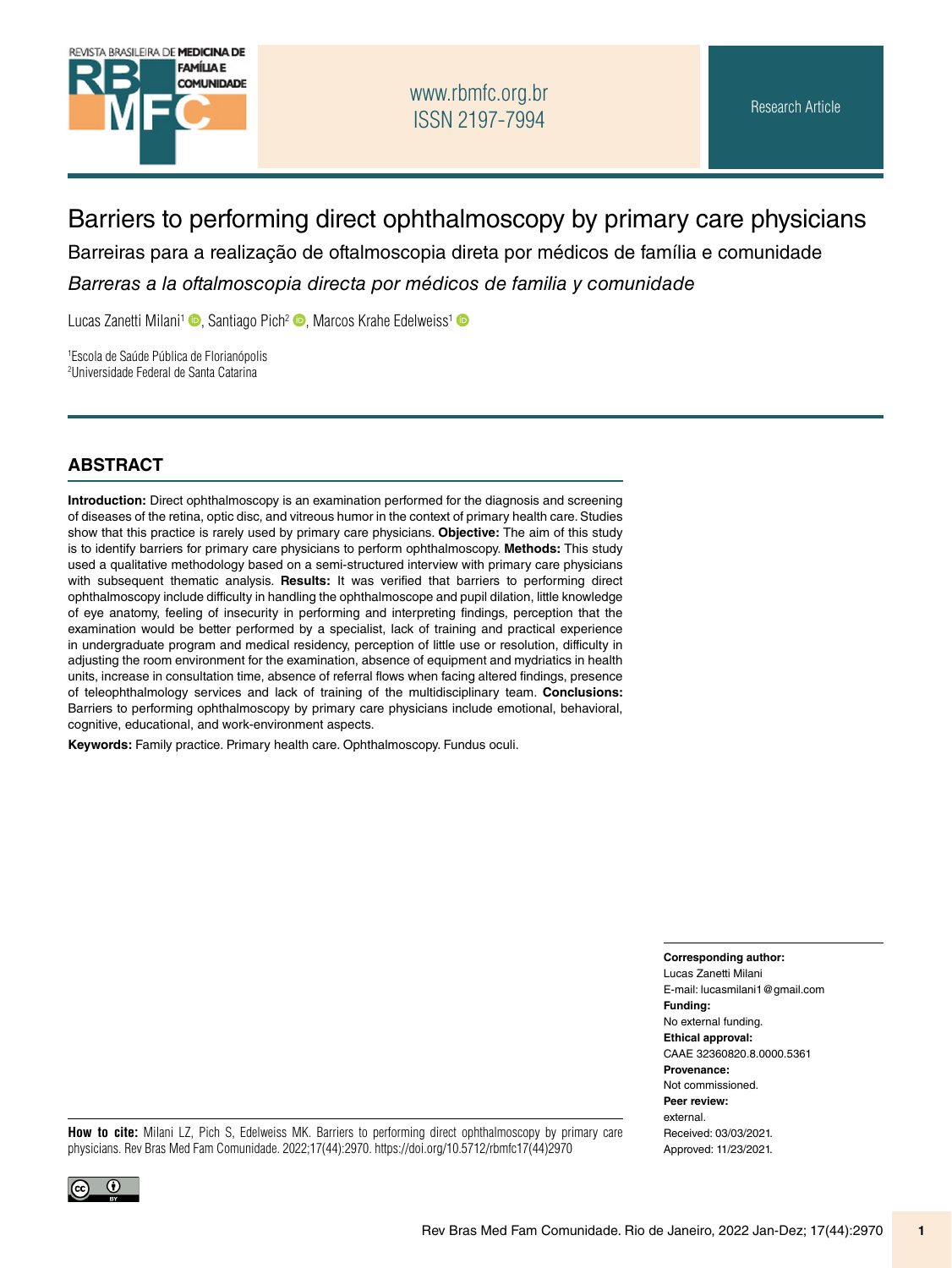Research Article

# Barriers to performing direct ophthalmoscopy by primary care physicians

## Barreiras para a realização de oftalmoscopia direta por médicos de família e comunidade

## *Barreras a la oftalmoscopia directa por médicos de familia y comunidade*

Lucas Zanetti Milani[1], Santiago Pich[2], Marcos Krahe Edelweiss[1]

[1]Escola de Saúde Pública de Florianópolis
[2]Universidade Federal de Santa Catarina

## ABSTRACT

**Introduction:** Direct ophthalmoscopy is an examination performed for the diagnosis and screening of diseases of the retina, optic disc, and vitreous humor in the context of primary health care. Studies show that this practice is rarely used by primary care physicians. **Objective:** The aim of this study is to identify barriers for primary care physicians to perform ophthalmoscopy. **Methods:** This study used a qualitative methodology based on a semi-structured interview with primary care physicians with subsequent thematic analysis. **Results:** It was verified that barriers to performing direct ophthalmoscopy include difficulty in handling the ophthalmoscope and pupil dilation, little knowledge of eye anatomy, feeling of insecurity in performing and interpreting findings, perception that the examination would be better performed by a specialist, lack of training and practical experience in undergraduate program and medical residency, perception of little use or resolution, difficulty in adjusting the room environment for the examination, absence of equipment and mydriatics in health units, increase in consultation time, absence of referral flows when facing altered findings, presence of teleophthalmology services and lack of training of the multidisciplinary team. **Conclusions:** Barriers to performing ophthalmoscopy by primary care physicians include emotional, behavioral, cognitive, educational, and work-environment aspects.

**Keywords:** Family practice. Primary health care. Ophthalmoscopy. Fundus oculi.

**Corresponding author:**
Lucas Zanetti Milani
E-mail: lucasmilani1@gmail.com
**Funding:**
No external funding.
**Ethical approval:**
CAAE 32360820.8.0000.5361
**Provenance:**
Not commissioned.
**Peer review:**
external.
Received: 03/03/2021.
Approved: 11/23/2021.

**How to cite:** Milani LZ, Pich S, Edelweiss MK. Barriers to performing direct ophthalmoscopy by primary care physicians. Rev Bras Med Fam Comunidade. 2022;17(44):2970. https://doi.org/10.5712/rbmfc17(44)2970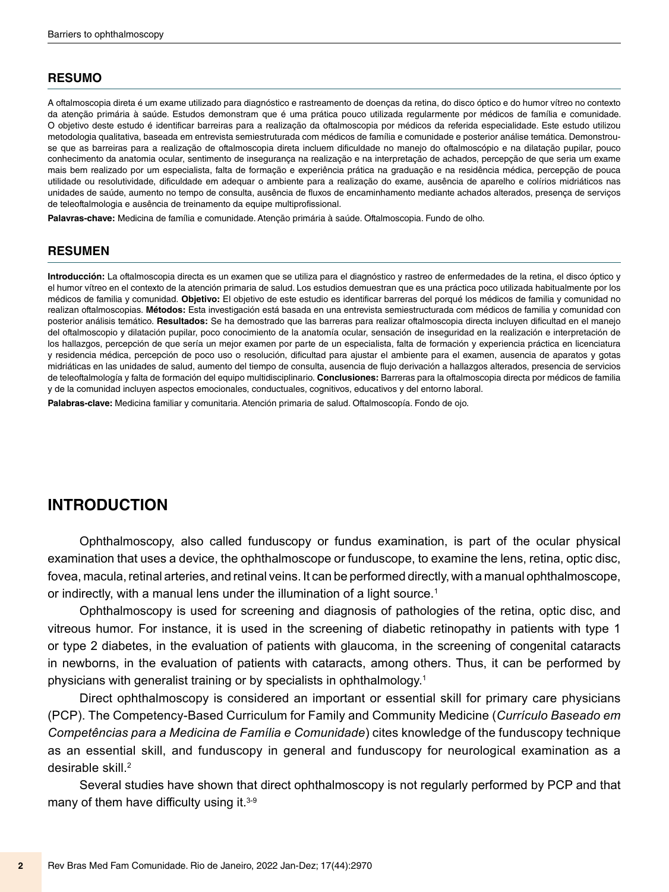## RESUMO

A oftalmoscopia direta é um exame utilizado para diagnóstico e rastreamento de doenças da retina, do disco óptico e do humor vítreo no contexto da atenção primária à saúde. Estudos demonstram que é uma prática pouco utilizada regularmente por médicos de família e comunidade. O objetivo deste estudo é identificar barreiras para a realização da oftalmoscopia por médicos da referida especialidade. Este estudo utilizou metodologia qualitativa, baseada em entrevista semiestruturada com médicos de família e comunidade e posterior análise temática. Demonstrou-se que as barreiras para a realização de oftalmoscopia direta incluem dificuldade no manejo do oftalmoscópio e na dilatação pupilar, pouco conhecimento da anatomia ocular, sentimento de insegurança na realização e na interpretação de achados, percepção de que seria um exame mais bem realizado por um especialista, falta de formação e experiência prática na graduação e na residência médica, percepção de pouca utilidade ou resolutividade, dificuldade em adequar o ambiente para a realização do exame, ausência de aparelho e colírios midriáticos nas unidades de saúde, aumento no tempo de consulta, ausência de fluxos de encaminhamento mediante achados alterados, presença de serviços de teleoftalmologia e ausência de treinamento da equipe multiprofissional.

**Palavras-chave:** Medicina de família e comunidade. Atenção primária à saúde. Oftalmoscopia. Fundo de olho.

## RESUMEN

**Introducción:** La oftalmoscopia directa es un examen que se utiliza para el diagnóstico y rastreo de enfermedades de la retina, el disco óptico y el humor vítreo en el contexto de la atención primaria de salud. Los estudios demuestran que es una práctica poco utilizada habitualmente por los médicos de familia y comunidad. **Objetivo:** El objetivo de este estudio es identificar barreras del porqué los médicos de familia y comunidad no realizan oftalmoscopias. **Métodos:** Esta investigación está basada en una entrevista semiestructurada com médicos de familia y comunidad con posterior análisis temático. **Resultados:** Se ha demostrado que las barreras para realizar oftalmoscopia directa incluyen dificultad en el manejo del oftalmoscopio y dilatación pupilar, poco conocimiento de la anatomía ocular, sensación de inseguridad en la realización e interpretación de los hallazgos, percepción de que sería un mejor examen por parte de un especialista, falta de formación y experiencia práctica en licenciatura y residencia médica, percepción de poco uso o resolución, dificultad para ajustar el ambiente para el examen, ausencia de aparatos y gotas midriáticas en las unidades de salud, aumento del tiempo de consulta, ausencia de flujo derivación a hallazgos alterados, presencia de servicios de teleoftalmología y falta de formación del equipo multidisciplinario. **Conclusiones:** Barreras para la oftalmoscopia directa por médicos de familia y de la comunidad incluyen aspectos emocionales, conductuales, cognitivos, educativos y del entorno laboral.

**Palabras-clave:** Medicina familiar y comunitaria. Atención primaria de salud. Oftalmoscopía. Fondo de ojo.

# INTRODUCTION

Ophthalmoscopy, also called funduscopy or fundus examination, is part of the ocular physical examination that uses a device, the ophthalmoscope or funduscope, to examine the lens, retina, optic disc, fovea, macula, retinal arteries, and retinal veins. It can be performed directly, with a manual ophthalmoscope, or indirectly, with a manual lens under the illumination of a light source.[1]

Ophthalmoscopy is used for screening and diagnosis of pathologies of the retina, optic disc, and vitreous humor. For instance, it is used in the screening of diabetic retinopathy in patients with type 1 or type 2 diabetes, in the evaluation of patients with glaucoma, in the screening of congenital cataracts in newborns, in the evaluation of patients with cataracts, among others. Thus, it can be performed by physicians with generalist training or by specialists in ophthalmology.[1]

Direct ophthalmoscopy is considered an important or essential skill for primary care physicians (PCP). The Competency-Based Curriculum for Family and Community Medicine (*Currículo Baseado em Competências para a Medicina de Família e Comunidade*) cites knowledge of the funduscopy technique as an essential skill, and funduscopy in general and funduscopy for neurological examination as a desirable skill.[2]

Several studies have shown that direct ophthalmoscopy is not regularly performed by PCP and that many of them have difficulty using it.[3-9]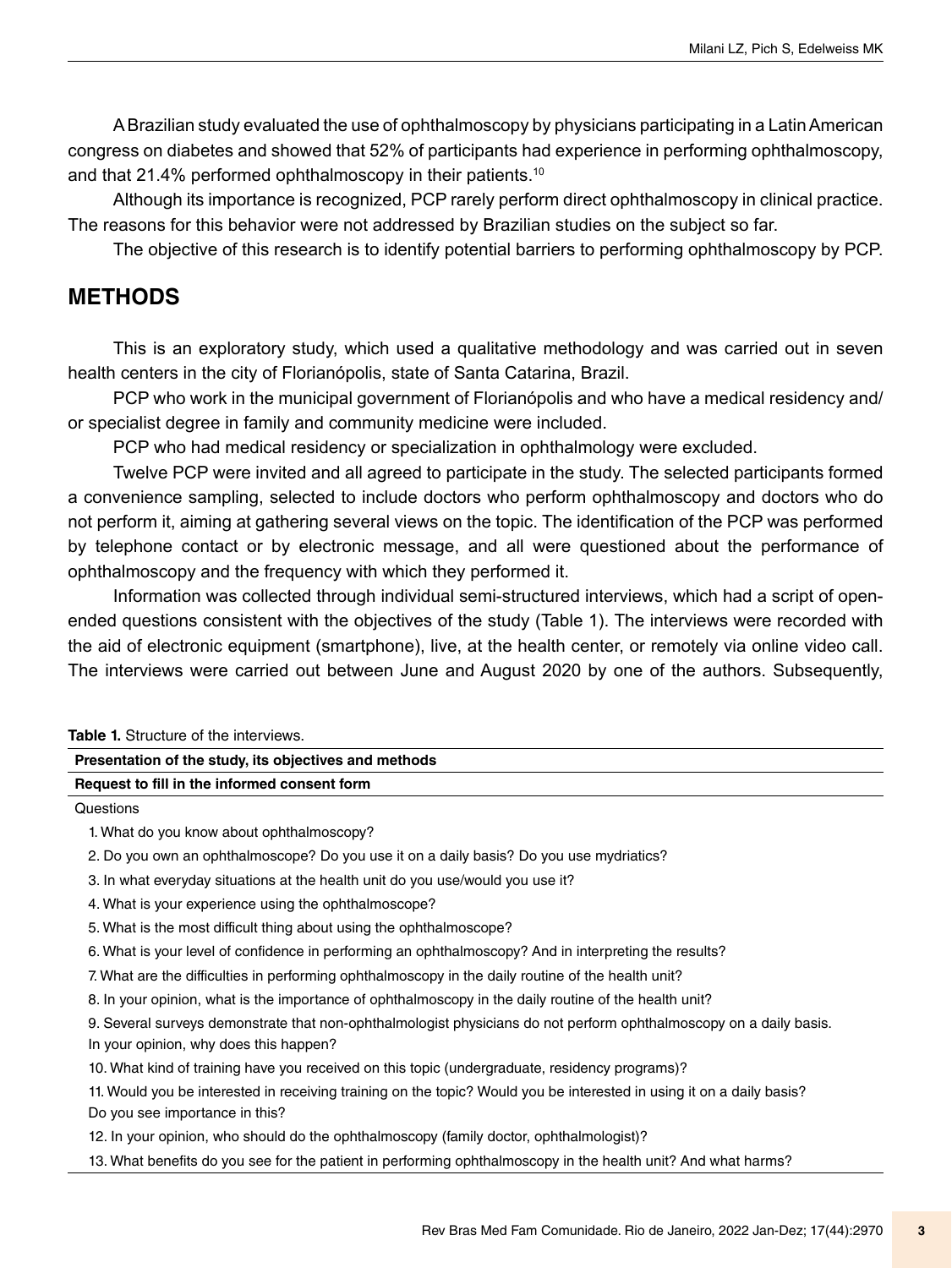A Brazilian study evaluated the use of ophthalmoscopy by physicians participating in a Latin American congress on diabetes and showed that 52% of participants had experience in performing ophthalmoscopy, and that 21.4% performed ophthalmoscopy in their patients.[10]

Although its importance is recognized, PCP rarely perform direct ophthalmoscopy in clinical practice. The reasons for this behavior were not addressed by Brazilian studies on the subject so far.

The objective of this research is to identify potential barriers to performing ophthalmoscopy by PCP.

## METHODS

This is an exploratory study, which used a qualitative methodology and was carried out in seven health centers in the city of Florianópolis, state of Santa Catarina, Brazil.

PCP who work in the municipal government of Florianópolis and who have a medical residency and/or specialist degree in family and community medicine were included.

PCP who had medical residency or specialization in ophthalmology were excluded.

Twelve PCP were invited and all agreed to participate in the study. The selected participants formed a convenience sampling, selected to include doctors who perform ophthalmoscopy and doctors who do not perform it, aiming at gathering several views on the topic. The identification of the PCP was performed by telephone contact or by electronic message, and all were questioned about the performance of ophthalmoscopy and the frequency with which they performed it.

Information was collected through individual semi-structured interviews, which had a script of open-ended questions consistent with the objectives of the study (Table 1). The interviews were recorded with the aid of electronic equipment (smartphone), live, at the health center, or remotely via online video call. The interviews were carried out between June and August 2020 by one of the authors. Subsequently,

**Table 1.** Structure of the interviews.

| **Presentation of the study, its objectives and methods** |
|---|
| **Request to fill in the informed consent form** |
| Questions |
| 1. What do you know about ophthalmoscopy? |
| 2. Do you own an ophthalmoscope? Do you use it on a daily basis? Do you use mydriatics? |
| 3. In what everyday situations at the health unit do you use/would you use it? |
| 4. What is your experience using the ophthalmoscope? |
| 5. What is the most difficult thing about using the ophthalmoscope? |
| 6. What is your level of confidence in performing an ophthalmoscopy? And in interpreting the results? |
| 7. What are the difficulties in performing ophthalmoscopy in the daily routine of the health unit? |
| 8. In your opinion, what is the importance of ophthalmoscopy in the daily routine of the health unit? |
| 9. Several surveys demonstrate that non-ophthalmologist physicians do not perform ophthalmoscopy on a daily basis. In your opinion, why does this happen? |
| 10. What kind of training have you received on this topic (undergraduate, residency programs)? |
| 11. Would you be interested in receiving training on the topic? Would you be interested in using it on a daily basis? Do you see importance in this? |
| 12. In your opinion, who should do the ophthalmoscopy (family doctor, ophthalmologist)? |
| 13. What benefits do you see for the patient in performing ophthalmoscopy in the health unit? And what harms? |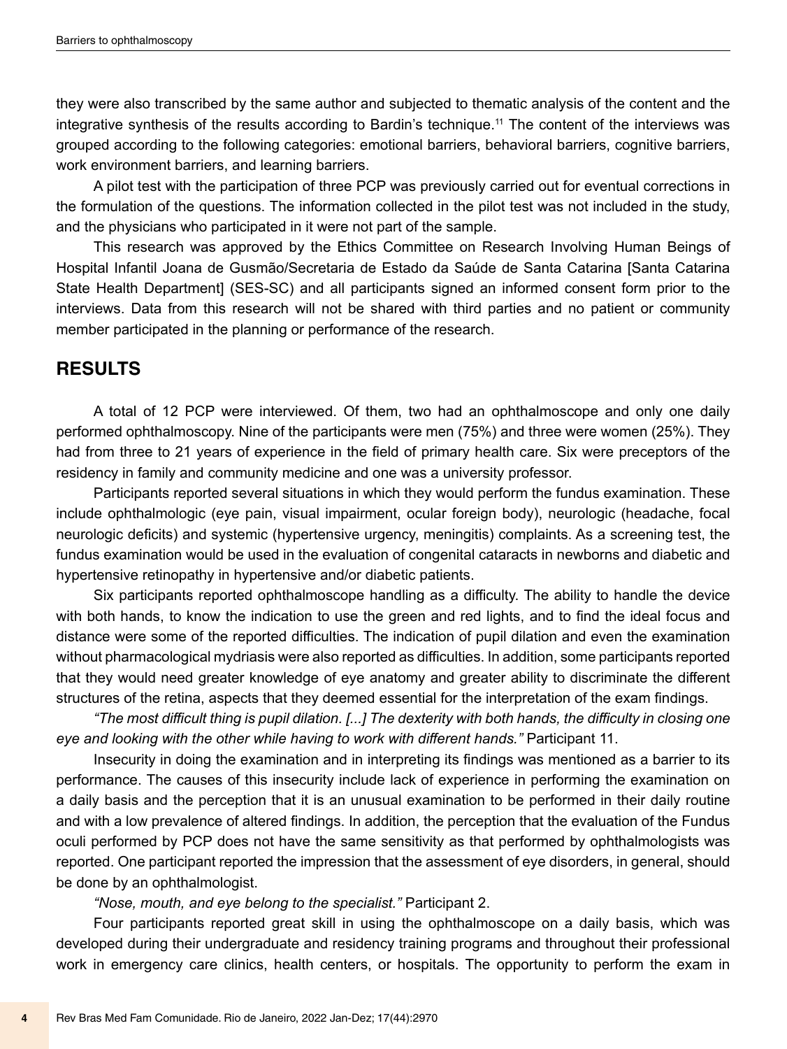they were also transcribed by the same author and subjected to thematic analysis of the content and the integrative synthesis of the results according to Bardin's technique.[11] The content of the interviews was grouped according to the following categories: emotional barriers, behavioral barriers, cognitive barriers, work environment barriers, and learning barriers.

A pilot test with the participation of three PCP was previously carried out for eventual corrections in the formulation of the questions. The information collected in the pilot test was not included in the study, and the physicians who participated in it were not part of the sample.

This research was approved by the Ethics Committee on Research Involving Human Beings of Hospital Infantil Joana de Gusmão/Secretaria de Estado da Saúde de Santa Catarina [Santa Catarina State Health Department] (SES-SC) and all participants signed an informed consent form prior to the interviews. Data from this research will not be shared with third parties and no patient or community member participated in the planning or performance of the research.

## RESULTS

A total of 12 PCP were interviewed. Of them, two had an ophthalmoscope and only one daily performed ophthalmoscopy. Nine of the participants were men (75%) and three were women (25%). They had from three to 21 years of experience in the field of primary health care. Six were preceptors of the residency in family and community medicine and one was a university professor.

Participants reported several situations in which they would perform the fundus examination. These include ophthalmologic (eye pain, visual impairment, ocular foreign body), neurologic (headache, focal neurologic deficits) and systemic (hypertensive urgency, meningitis) complaints. As a screening test, the fundus examination would be used in the evaluation of congenital cataracts in newborns and diabetic and hypertensive retinopathy in hypertensive and/or diabetic patients.

Six participants reported ophthalmoscope handling as a difficulty. The ability to handle the device with both hands, to know the indication to use the green and red lights, and to find the ideal focus and distance were some of the reported difficulties. The indication of pupil dilation and even the examination without pharmacological mydriasis were also reported as difficulties. In addition, some participants reported that they would need greater knowledge of eye anatomy and greater ability to discriminate the different structures of the retina, aspects that they deemed essential for the interpretation of the exam findings.

*"The most difficult thing is pupil dilation. [...] The dexterity with both hands, the difficulty in closing one eye and looking with the other while having to work with different hands."* Participant 11.

Insecurity in doing the examination and in interpreting its findings was mentioned as a barrier to its performance. The causes of this insecurity include lack of experience in performing the examination on a daily basis and the perception that it is an unusual examination to be performed in their daily routine and with a low prevalence of altered findings. In addition, the perception that the evaluation of the Fundus oculi performed by PCP does not have the same sensitivity as that performed by ophthalmologists was reported. One participant reported the impression that the assessment of eye disorders, in general, should be done by an ophthalmologist.

*"Nose, mouth, and eye belong to the specialist."* Participant 2.

Four participants reported great skill in using the ophthalmoscope on a daily basis, which was developed during their undergraduate and residency training programs and throughout their professional work in emergency care clinics, health centers, or hospitals. The opportunity to perform the exam in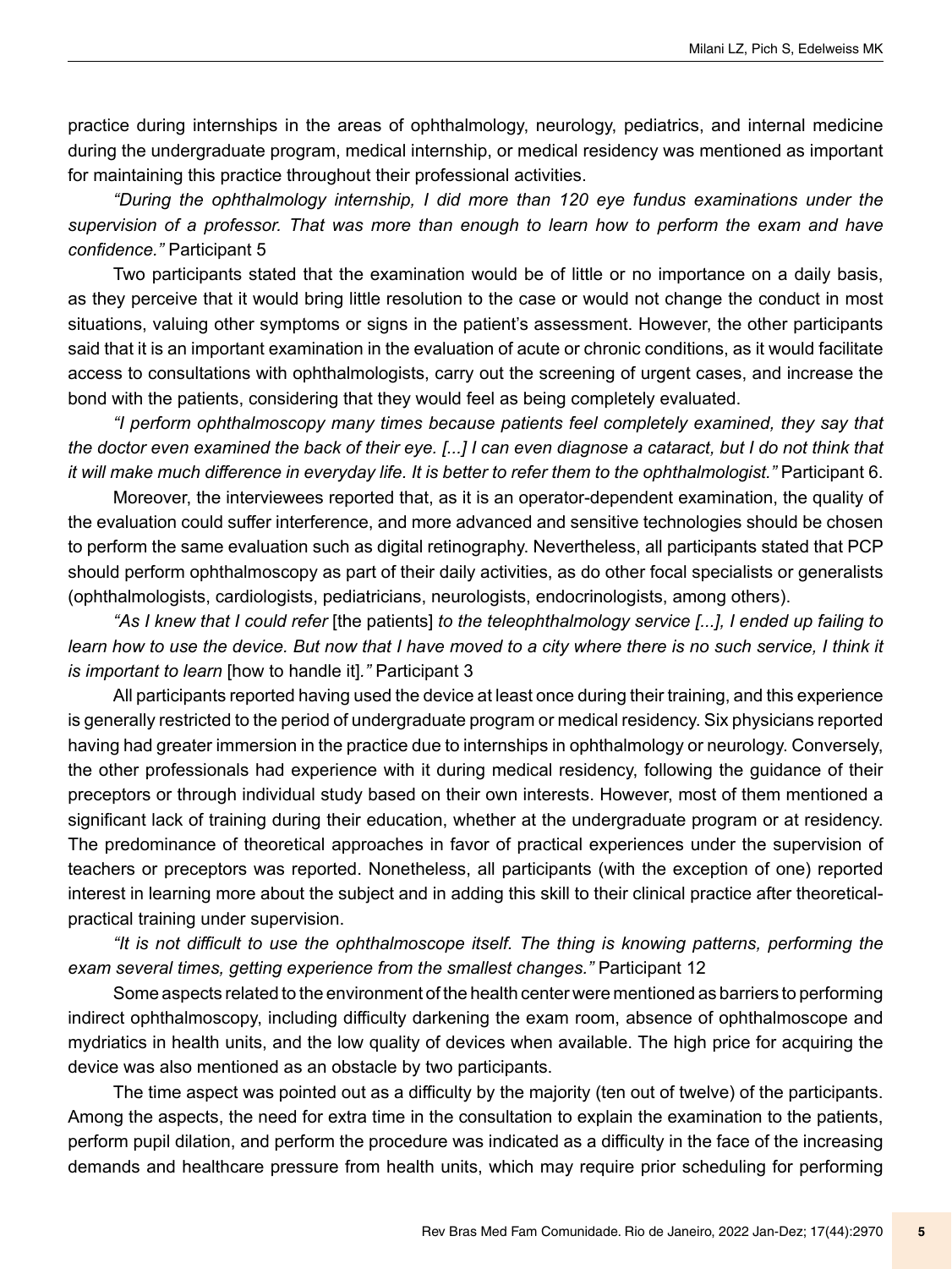practice during internships in the areas of ophthalmology, neurology, pediatrics, and internal medicine during the undergraduate program, medical internship, or medical residency was mentioned as important for maintaining this practice throughout their professional activities.

*"During the ophthalmology internship, I did more than 120 eye fundus examinations under the supervision of a professor. That was more than enough to learn how to perform the exam and have confidence."* Participant 5

Two participants stated that the examination would be of little or no importance on a daily basis, as they perceive that it would bring little resolution to the case or would not change the conduct in most situations, valuing other symptoms or signs in the patient's assessment. However, the other participants said that it is an important examination in the evaluation of acute or chronic conditions, as it would facilitate access to consultations with ophthalmologists, carry out the screening of urgent cases, and increase the bond with the patients, considering that they would feel as being completely evaluated.

*"I perform ophthalmoscopy many times because patients feel completely examined, they say that the doctor even examined the back of their eye. [...] I can even diagnose a cataract, but I do not think that it will make much difference in everyday life. It is better to refer them to the ophthalmologist."* Participant 6.

Moreover, the interviewees reported that, as it is an operator-dependent examination, the quality of the evaluation could suffer interference, and more advanced and sensitive technologies should be chosen to perform the same evaluation such as digital retinography. Nevertheless, all participants stated that PCP should perform ophthalmoscopy as part of their daily activities, as do other focal specialists or generalists (ophthalmologists, cardiologists, pediatricians, neurologists, endocrinologists, among others).

*"As I knew that I could refer* [the patients] *to the teleophthalmology service [...], I ended up failing to learn how to use the device. But now that I have moved to a city where there is no such service, I think it is important to learn* [how to handle it]*."* Participant 3

All participants reported having used the device at least once during their training, and this experience is generally restricted to the period of undergraduate program or medical residency. Six physicians reported having had greater immersion in the practice due to internships in ophthalmology or neurology. Conversely, the other professionals had experience with it during medical residency, following the guidance of their preceptors or through individual study based on their own interests. However, most of them mentioned a significant lack of training during their education, whether at the undergraduate program or at residency. The predominance of theoretical approaches in favor of practical experiences under the supervision of teachers or preceptors was reported. Nonetheless, all participants (with the exception of one) reported interest in learning more about the subject and in adding this skill to their clinical practice after theoretical-practical training under supervision.

*"It is not difficult to use the ophthalmoscope itself. The thing is knowing patterns, performing the exam several times, getting experience from the smallest changes."* Participant 12

Some aspects related to the environment of the health center were mentioned as barriers to performing indirect ophthalmoscopy, including difficulty darkening the exam room, absence of ophthalmoscope and mydriatics in health units, and the low quality of devices when available. The high price for acquiring the device was also mentioned as an obstacle by two participants.

The time aspect was pointed out as a difficulty by the majority (ten out of twelve) of the participants. Among the aspects, the need for extra time in the consultation to explain the examination to the patients, perform pupil dilation, and perform the procedure was indicated as a difficulty in the face of the increasing demands and healthcare pressure from health units, which may require prior scheduling for performing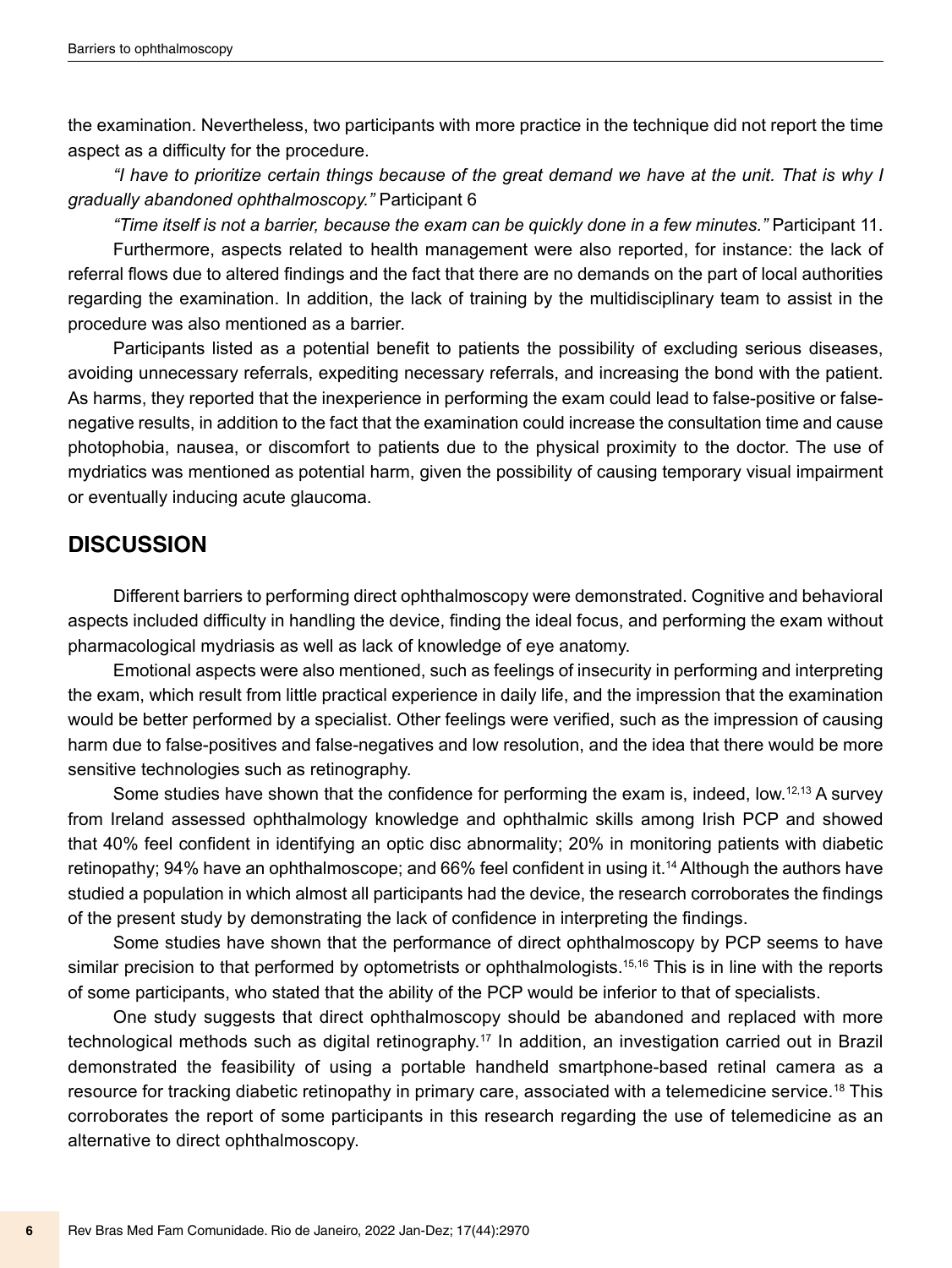the examination. Nevertheless, two participants with more practice in the technique did not report the time aspect as a difficulty for the procedure.

*"I have to prioritize certain things because of the great demand we have at the unit. That is why I gradually abandoned ophthalmoscopy."* Participant 6

*"Time itself is not a barrier, because the exam can be quickly done in a few minutes."* Participant 11.

Furthermore, aspects related to health management were also reported, for instance: the lack of referral flows due to altered findings and the fact that there are no demands on the part of local authorities regarding the examination. In addition, the lack of training by the multidisciplinary team to assist in the procedure was also mentioned as a barrier.

Participants listed as a potential benefit to patients the possibility of excluding serious diseases, avoiding unnecessary referrals, expediting necessary referrals, and increasing the bond with the patient. As harms, they reported that the inexperience in performing the exam could lead to false-positive or false-negative results, in addition to the fact that the examination could increase the consultation time and cause photophobia, nausea, or discomfort to patients due to the physical proximity to the doctor. The use of mydriatics was mentioned as potential harm, given the possibility of causing temporary visual impairment or eventually inducing acute glaucoma.

## DISCUSSION

Different barriers to performing direct ophthalmoscopy were demonstrated. Cognitive and behavioral aspects included difficulty in handling the device, finding the ideal focus, and performing the exam without pharmacological mydriasis as well as lack of knowledge of eye anatomy.

Emotional aspects were also mentioned, such as feelings of insecurity in performing and interpreting the exam, which result from little practical experience in daily life, and the impression that the examination would be better performed by a specialist. Other feelings were verified, such as the impression of causing harm due to false-positives and false-negatives and low resolution, and the idea that there would be more sensitive technologies such as retinography.

Some studies have shown that the confidence for performing the exam is, indeed, low.[12,13] A survey from Ireland assessed ophthalmology knowledge and ophthalmic skills among Irish PCP and showed that 40% feel confident in identifying an optic disc abnormality; 20% in monitoring patients with diabetic retinopathy; 94% have an ophthalmoscope; and 66% feel confident in using it.[14] Although the authors have studied a population in which almost all participants had the device, the research corroborates the findings of the present study by demonstrating the lack of confidence in interpreting the findings.

Some studies have shown that the performance of direct ophthalmoscopy by PCP seems to have similar precision to that performed by optometrists or ophthalmologists.[15,16] This is in line with the reports of some participants, who stated that the ability of the PCP would be inferior to that of specialists.

One study suggests that direct ophthalmoscopy should be abandoned and replaced with more technological methods such as digital retinography.[17] In addition, an investigation carried out in Brazil demonstrated the feasibility of using a portable handheld smartphone-based retinal camera as a resource for tracking diabetic retinopathy in primary care, associated with a telemedicine service.[18] This corroborates the report of some participants in this research regarding the use of telemedicine as an alternative to direct ophthalmoscopy.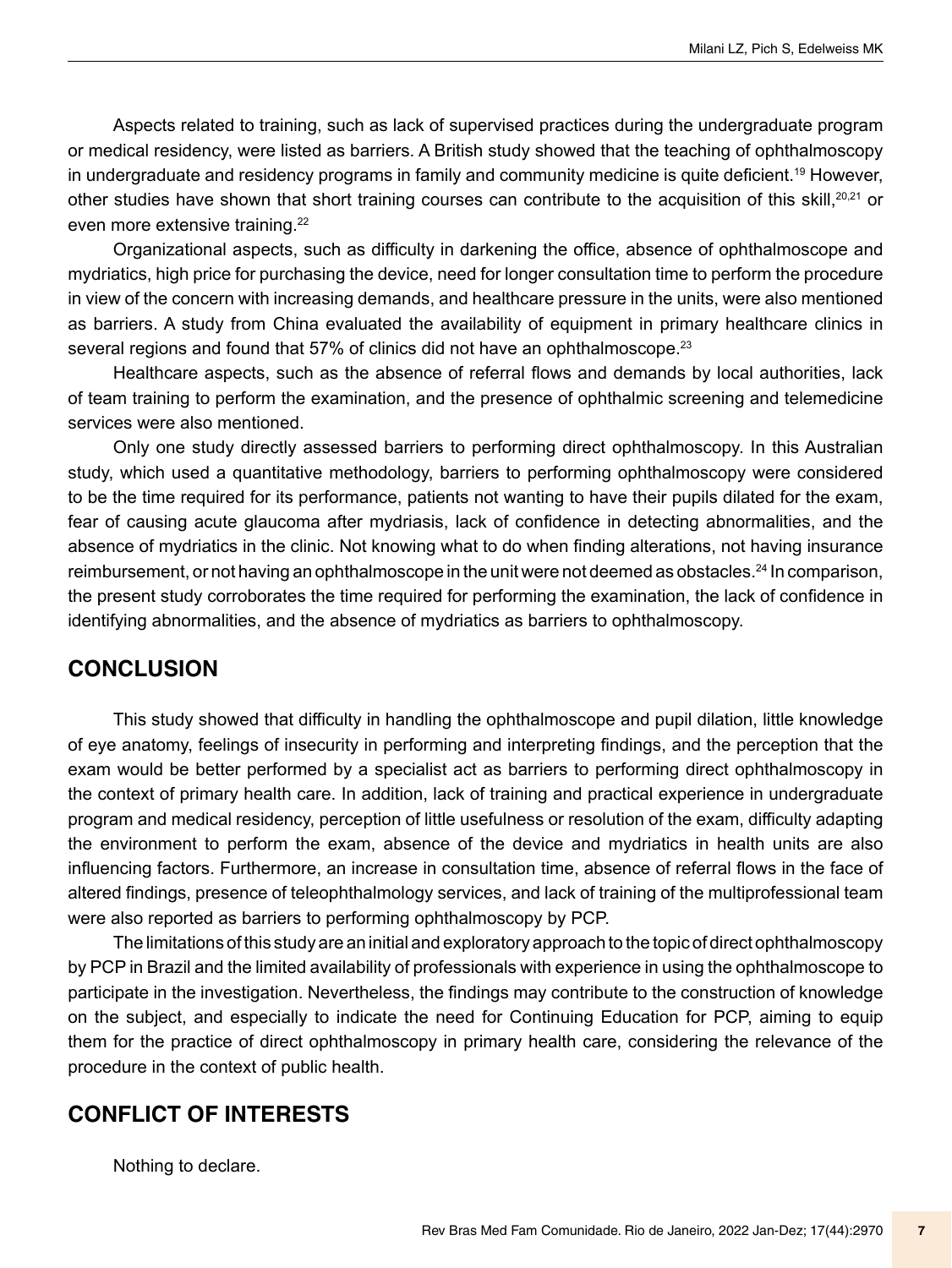Aspects related to training, such as lack of supervised practices during the undergraduate program or medical residency, were listed as barriers. A British study showed that the teaching of ophthalmoscopy in undergraduate and residency programs in family and community medicine is quite deficient.[19] However, other studies have shown that short training courses can contribute to the acquisition of this skill,[20,21] or even more extensive training.[22]

Organizational aspects, such as difficulty in darkening the office, absence of ophthalmoscope and mydriatics, high price for purchasing the device, need for longer consultation time to perform the procedure in view of the concern with increasing demands, and healthcare pressure in the units, were also mentioned as barriers. A study from China evaluated the availability of equipment in primary healthcare clinics in several regions and found that 57% of clinics did not have an ophthalmoscope.[23]

Healthcare aspects, such as the absence of referral flows and demands by local authorities, lack of team training to perform the examination, and the presence of ophthalmic screening and telemedicine services were also mentioned.

Only one study directly assessed barriers to performing direct ophthalmoscopy. In this Australian study, which used a quantitative methodology, barriers to performing ophthalmoscopy were considered to be the time required for its performance, patients not wanting to have their pupils dilated for the exam, fear of causing acute glaucoma after mydriasis, lack of confidence in detecting abnormalities, and the absence of mydriatics in the clinic. Not knowing what to do when finding alterations, not having insurance reimbursement, or not having an ophthalmoscope in the unit were not deemed as obstacles.[24] In comparison, the present study corroborates the time required for performing the examination, the lack of confidence in identifying abnormalities, and the absence of mydriatics as barriers to ophthalmoscopy.

## CONCLUSION

This study showed that difficulty in handling the ophthalmoscope and pupil dilation, little knowledge of eye anatomy, feelings of insecurity in performing and interpreting findings, and the perception that the exam would be better performed by a specialist act as barriers to performing direct ophthalmoscopy in the context of primary health care. In addition, lack of training and practical experience in undergraduate program and medical residency, perception of little usefulness or resolution of the exam, difficulty adapting the environment to perform the exam, absence of the device and mydriatics in health units are also influencing factors. Furthermore, an increase in consultation time, absence of referral flows in the face of altered findings, presence of teleophthalmology services, and lack of training of the multiprofessional team were also reported as barriers to performing ophthalmoscopy by PCP.

The limitations of this study are an initial and exploratory approach to the topic of direct ophthalmoscopy by PCP in Brazil and the limited availability of professionals with experience in using the ophthalmoscope to participate in the investigation. Nevertheless, the findings may contribute to the construction of knowledge on the subject, and especially to indicate the need for Continuing Education for PCP, aiming to equip them for the practice of direct ophthalmoscopy in primary health care, considering the relevance of the procedure in the context of public health.

## CONFLICT OF INTERESTS

Nothing to declare.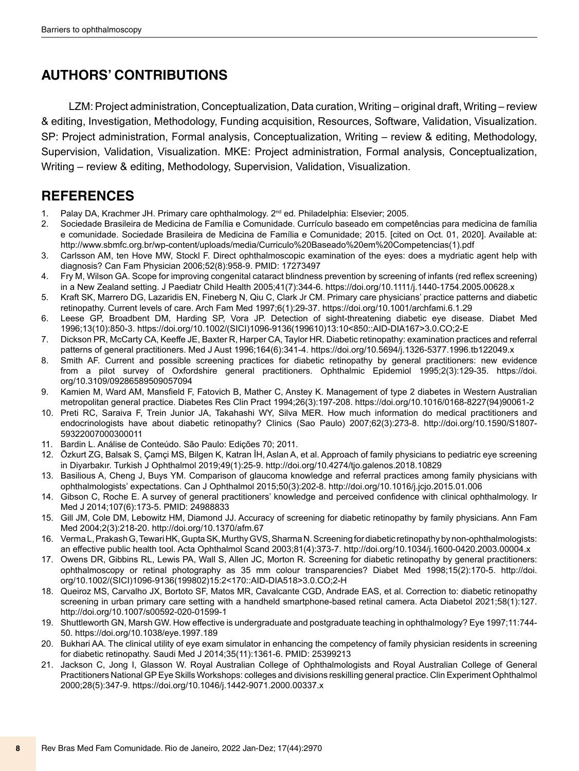## AUTHORS' CONTRIBUTIONS

LZM: Project administration, Conceptualization, Data curation, Writing – original draft, Writing – review & editing, Investigation, Methodology, Funding acquisition, Resources, Software, Validation, Visualization. SP: Project administration, Formal analysis, Conceptualization, Writing – review & editing, Methodology, Supervision, Validation, Visualization. MKE: Project administration, Formal analysis, Conceptualization, Writing – review & editing, Methodology, Supervision, Validation, Visualization.

## REFERENCES

1. Palay DA, Krachmer JH. Primary care ophthalmology. 2nd ed. Philadelphia: Elsevier; 2005.
2. Sociedade Brasileira de Medicina de Família e Comunidade. Currículo baseado em competências para medicina de família e comunidade. Sociedade Brasileira de Medicina de Família e Comunidade; 2015. [cited on Oct. 01, 2020]. Available at: http://www.sbmfc.org.br/wp-content/uploads/media/Curriculo%20Baseado%20em%20Competencias(1).pdf
3. Carlsson AM, ten Hove MW, Stockl F. Direct ophthalmoscopic examination of the eyes: does a mydriatic agent help with diagnosis? Can Fam Physician 2006;52(8):958-9. PMID: 17273497
4. Fry M, Wilson GA. Scope for improving congenital cataract blindness prevention by screening of infants (red reflex screening) in a New Zealand setting. J Paediatr Child Health 2005;41(7):344-6. https://doi.org/10.1111/j.1440-1754.2005.00628.x
5. Kraft SK, Marrero DG, Lazaridis EN, Fineberg N, Qiu C, Clark Jr CM. Primary care physicians' practice patterns and diabetic retinopathy. Current levels of care. Arch Fam Med 1997;6(1):29-37. https://doi.org/10.1001/archfami.6.1.29
6. Leese GP, Broadbent DM, Harding SP, Vora JP. Detection of sight-threatening diabetic eye disease. Diabet Med 1996;13(10):850-3. https://doi.org/10.1002/(SICI)1096-9136(199610)13:10<850::AID-DIA167>3.0.CO;2-E
7. Dickson PR, McCarty CA, Keeffe JE, Baxter R, Harper CA, Taylor HR. Diabetic retinopathy: examination practices and referral patterns of general practitioners. Med J Aust 1996;164(6):341-4. https://doi.org/10.5694/j.1326-5377.1996.tb122049.x
8. Smith AF. Current and possible screening practices for diabetic retinopathy by general practitioners: new evidence from a pilot survey of Oxfordshire general practitioners. Ophthalmic Epidemiol 1995;2(3):129-35. https://doi.org/10.3109/09286589509057094
9. Kamien M, Ward AM, Mansfield F, Fatovich B, Mather C, Anstey K. Management of type 2 diabetes in Western Australian metropolitan general practice. Diabetes Res Clin Pract 1994;26(3):197-208. https://doi.org/10.1016/0168-8227(94)90061-2
10. Preti RC, Saraiva F, Trein Junior JA, Takahashi WY, Silva MER. How much information do medical practitioners and endocrinologists have about diabetic retinopathy? Clinics (Sao Paulo) 2007;62(3):273-8. http://doi.org/10.1590/S1807-59322007000300011
11. Bardin L. Análise de Conteúdo. São Paulo: Edições 70; 2011.
12. Özkurt ZG, Balsak S, Çamçi MS, Bilgen K, Katran İH, Aslan A, et al. Approach of family physicians to pediatric eye screening in Diyarbakır. Turkish J Ophthalmol 2019;49(1):25-9. http://doi.org/10.4274/tjo.galenos.2018.10829
13. Basilious A, Cheng J, Buys YM. Comparison of glaucoma knowledge and referral practices among family physicians with ophthalmologists' expectations. Can J Ophthalmol 2015;50(3):202-8. http://doi.org/10.1016/j.jcjo.2015.01.006
14. Gibson C, Roche E. A survey of general practitioners' knowledge and perceived confidence with clinical ophthalmology. Ir Med J 2014;107(6):173-5. PMID: 24988833
15. Gill JM, Cole DM, Lebowitz HM, Diamond JJ. Accuracy of screening for diabetic retinopathy by family physicians. Ann Fam Med 2004;2(3):218-20. http://doi.org/10.1370/afm.67
16. Verma L, Prakash G, Tewari HK, Gupta SK, Murthy GVS, Sharma N. Screening for diabetic retinopathy by non-ophthalmologists: an effective public health tool. Acta Ophthalmol Scand 2003;81(4):373-7. http://doi.org/10.1034/j.1600-0420.2003.00004.x
17. Owens DR, Gibbins RL, Lewis PA, Wall S, Allen JC, Morton R. Screening for diabetic retinopathy by general practitioners: ophthalmoscopy or retinal photography as 35 mm colour transparencies? Diabet Med 1998;15(2):170-5. http://doi.org/10.1002/(SICI)1096-9136(199802)15:2<170::AID-DIA518>3.0.CO;2-H
18. Queiroz MS, Carvalho JX, Bortoto SF, Matos MR, Cavalcante CGD, Andrade EAS, et al. Correction to: diabetic retinopathy screening in urban primary care setting with a handheld smartphone-based retinal camera. Acta Diabetol 2021;58(1):127. http://doi.org/10.1007/s00592-020-01599-1
19. Shuttleworth GN, Marsh GW. How effective is undergraduate and postgraduate teaching in ophthalmology? Eye 1997;11:744-50. https://doi.org/10.1038/eye.1997.189
20. Bukhari AA. The clinical utility of eye exam simulator in enhancing the competency of family physician residents in screening for diabetic retinopathy. Saudi Med J 2014;35(11):1361-6. PMID: 25399213
21. Jackson C, Jong I, Glasson W. Royal Australian College of Ophthalmologists and Royal Australian College of General Practitioners National GP Eye Skills Workshops: colleges and divisions reskilling general practice. Clin Experiment Ophthalmol 2000;28(5):347-9. https://doi.org/10.1046/j.1442-9071.2000.00337.x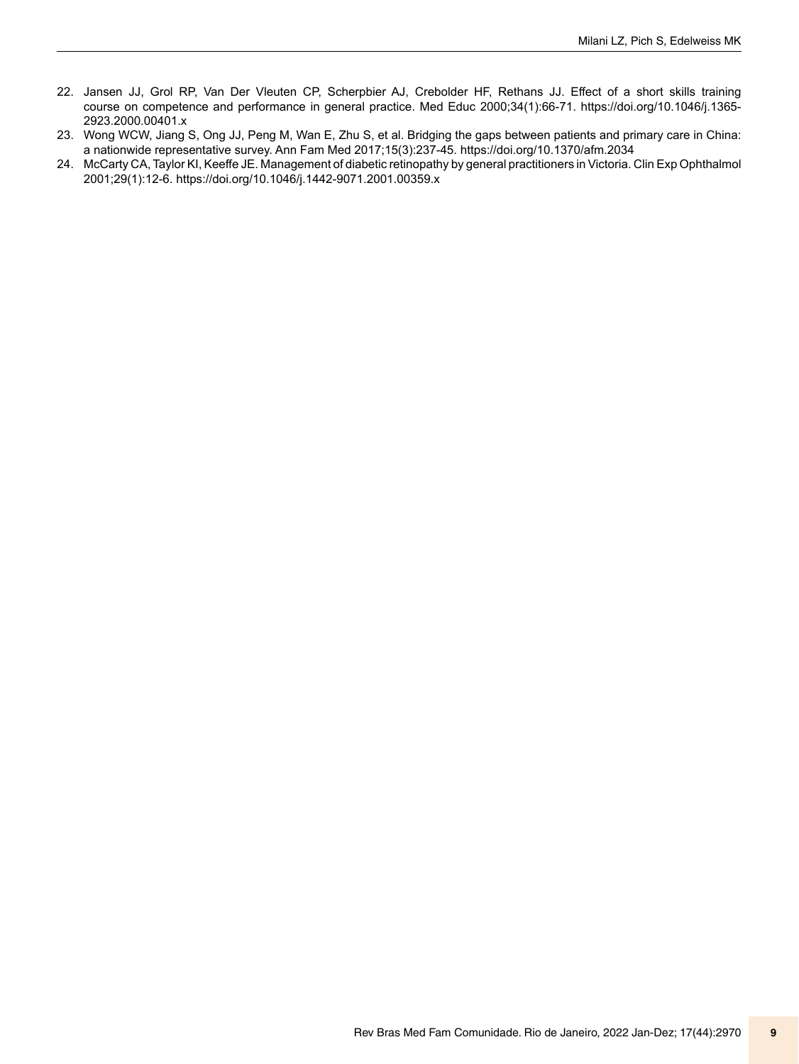22. Jansen JJ, Grol RP, Van Der Vleuten CP, Scherpbier AJ, Crebolder HF, Rethans JJ. Effect of a short skills training course on competence and performance in general practice. Med Educ 2000;34(1):66-71. https://doi.org/10.1046/j.1365-2923.2000.00401.x
23. Wong WCW, Jiang S, Ong JJ, Peng M, Wan E, Zhu S, et al. Bridging the gaps between patients and primary care in China: a nationwide representative survey. Ann Fam Med 2017;15(3):237-45. https://doi.org/10.1370/afm.2034
24. McCarty CA, Taylor KI, Keeffe JE. Management of diabetic retinopathy by general practitioners in Victoria. Clin Exp Ophthalmol 2001;29(1):12-6. https://doi.org/10.1046/j.1442-9071.2001.00359.x